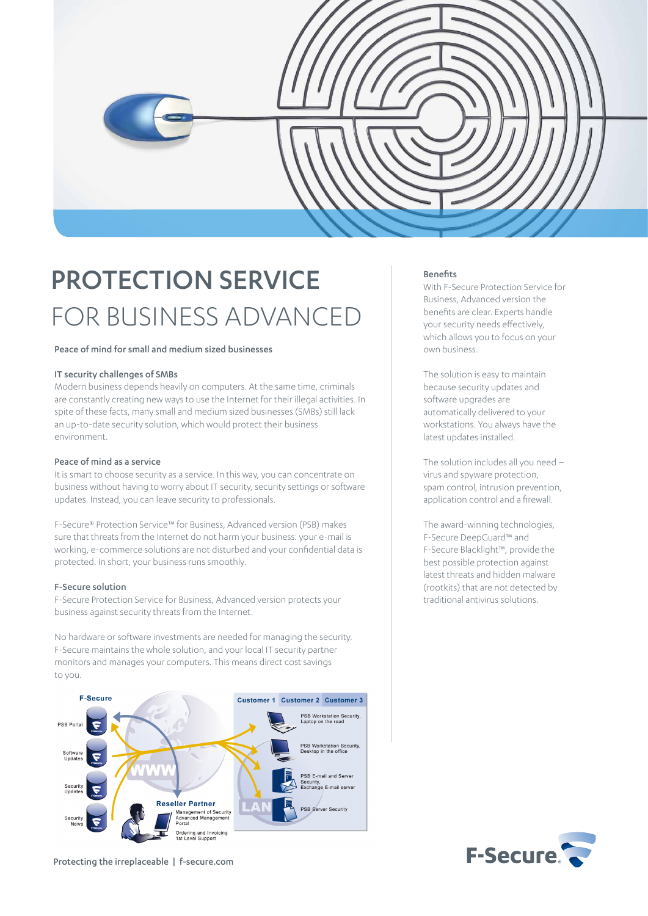# PROTECTION SERVICE FOR BUSINESS ADVANCED

Peace of mind for small and medium sized businesses

### IT security challenges of SMBs

Modern business depends heavily on computers. At the same time, criminals are constantly creating new ways to use the Internet for their illegal activities. In spite of these facts, many small and medium sized businesses (SMBs) still lack an up-to-date security solution, which would protect their business environment.

### Peace of mind as a service

It is smart to choose security as a service. In this way, you can concentrate on business without having to worry about IT security, security settings or software updates. Instead, you can leave security to professionals.

F-Secure® Protection Service™ for Business, Advanced version (PSB) makes sure that threats from the Internet do not harm your business: your e-mail is working, e-commerce solutions are not disturbed and your confidential data is protected. In short, your business runs smoothly.

### F-Secure solution

F-Secure Protection Service for Business, Advanced version protects your business against security threats from the Internet.

No hardware or software investments are needed for managing the security. F-Secure maintains the whole solution, and your local IT security partner monitors and manages your computers. This means direct cost savings to you.

F-Secure: PSB Portal, Software Updates, Security Updates, Security News

Reseller Partner: Management of Security, Advanced Management Portal; Ordering and Invoicing, 1st Level Support

Customer 1 | Customer 2 | Customer 3

- PSB Workstation Security, Laptop on the road
- PSB Workstation Security, Desktop in the office
- PSB E-mail and Server Security, Exchange E-mail server
- PSB Server Security

### Benefits

With F-Secure Protection Service for Business, Advanced version the benefits are clear. Experts handle your security needs effectively, which allows you to focus on your own business.

The solution is easy to maintain because security updates and software upgrades are automatically delivered to your workstations. You always have the latest updates installed.

The solution includes all you need – virus and spyware protection, spam control, intrusion prevention, application control and a firewall.

The award-winning technologies, F-Secure DeepGuard™ and F-Secure Blacklight™, provide the best possible protection against latest threats and hidden malware (rootkits) that are not detected by traditional antivirus solutions.

Protecting the irreplaceable | f-secure.com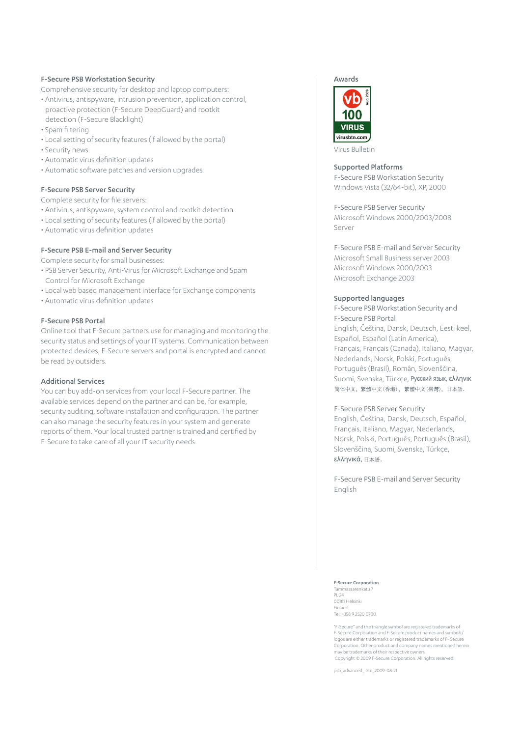### F-Secure PSB Workstation Security

Comprehensive security for desktop and laptop computers:

- Antivirus, antispyware, intrusion prevention, application control, proactive protection (F-Secure DeepGuard) and rootkit detection (F-Secure Blacklight)
- Spam filtering
- Local setting of security features (if allowed by the portal)
- Security news
- Automatic virus definition updates
- Automatic software patches and version upgrades

### F-Secure PSB Server Security

Complete security for file servers:

- Antivirus, antispyware, system control and rootkit detection
- Local setting of security features (if allowed by the portal)
- Automatic virus definition updates

### F-Secure PSB E-mail and Server Security

Complete security for small businesses:

- PSB Server Security, Anti-Virus for Microsoft Exchange and Spam Control for Microsoft Exchange
- Local web based management interface for Exchange components
- Automatic virus definition updates

### F-Secure PSB Portal

Online tool that F-Secure partners use for managing and monitoring the security status and settings of your IT systems. Communication between protected devices, F-Secure servers and portal is encrypted and cannot be read by outsiders.

### Additional Services

You can buy add-on services from your local F-Secure partner. The available services depend on the partner and can be, for example, security auditing, software installation and configuration. The partner can also manage the security features in your system and generate reports of them. Your local trusted partner is trained and certified by F-Secure to take care of all your IT security needs.

### Awards

vb 100 VIRUS virusbtn.com Aug 2009

Virus Bulletin

### Supported Platforms

F-Secure PSB Workstation Security
Windows Vista (32/64-bit), XP, 2000

F-Secure PSB Server Security
Microsoft Windows 2000/2003/2008 Server

F-Secure PSB E-mail and Server Security
Microsoft Small Business server 2003
Microsoft Windows 2000/2003
Microsoft Exchange 2003

### Supported languages

F-Secure PSB Workstation Security and F-Secure PSB Portal
English, Čeština, Dansk, Deutsch, Eesti keel, Español, Español (Latin America), Français, Français (Canada), Italiano, Magyar, Nederlands, Norsk, Polski, Português, Português (Brasil), Român, Slovenščina, Suomi, Svenska, Türkçe, Русский язык, ελληνικ 简体中文，繁體中文(香港)，繁體中文(臺灣)，日本語.

F-Secure PSB Server Security
English, Čeština, Dansk, Deutsch, Español, Français, Italiano, Magyar, Nederlands, Norsk, Polski, Português, Português (Brasil), Slovenščina, Suomi, Svenska, Türkçe, ελληνικά, 日本語.

F-Secure PSB E-mail and Server Security
English

**F-Secure Corporation**
Tammasaarenkatu 7
PL 24
00181 Helsinki
Finland
Tel. +358 9 2520 0700

"F-Secure" and the triangle symbol are registered trademarks of F-Secure Corporation and F-Secure product names and symbols/logos are either trademarks or registered trademarks of F-Secure Corporation. Other product and company names mentioned herein may be trademarks of their respective owners.
Copyright © 2009 F-Secure Corporation. All rights reserved.

psb_advanced_ htc_2009-08-21